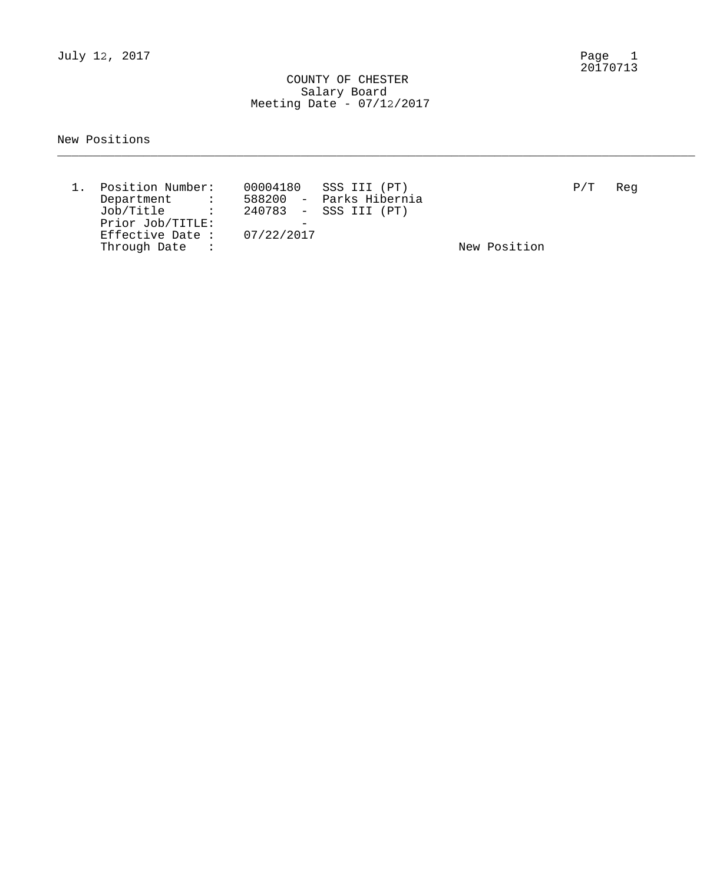July 12, 2017

20170713

# COUNTY OF CHESTER
## Salary Board
### Meeting Date - 07/12/2017

New Positions

---

1. Position Number: 00004180 SSS III (PT) P/T Reg
   Department : 588200 - Parks Hibernia
   Job/Title : 240783 - SSS III (PT)
   Prior Job/TITLE: -
   Effective Date : 07/22/2017
   Through Date : New Position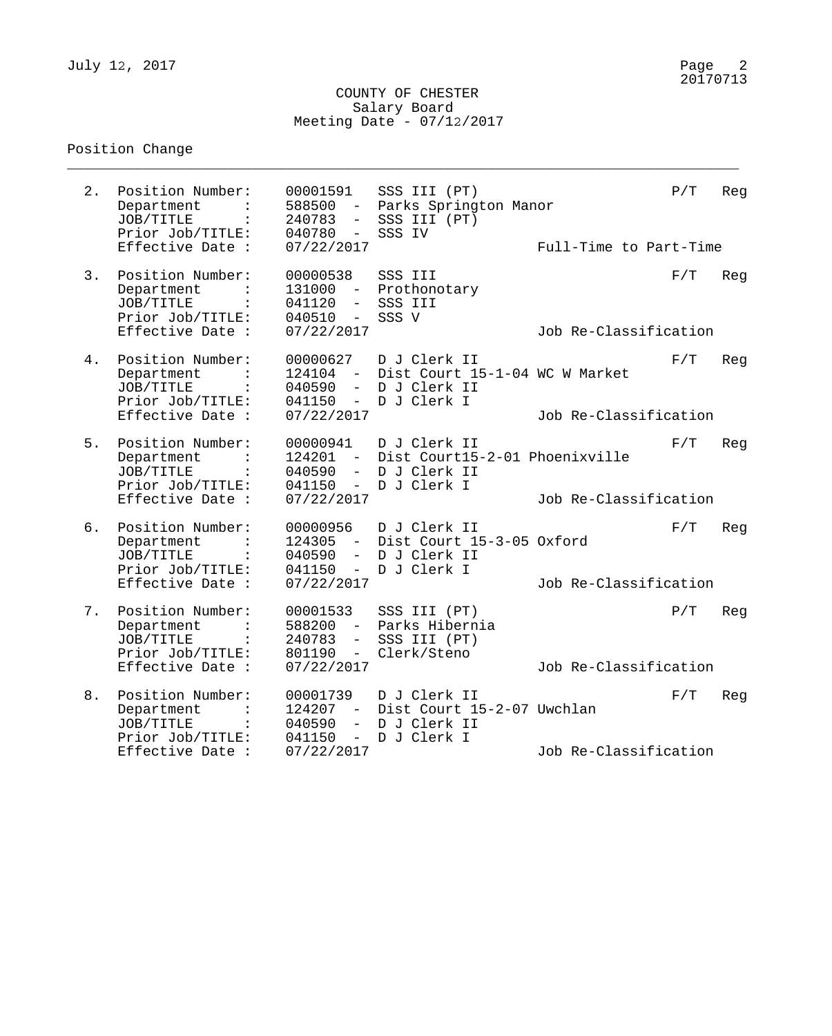COUNTY OF CHESTER
Salary Board
Meeting Date - 07/12/2017

Position Change

2. Position Number: 00001591 SSS III (PT) P/T Reg
   Department : 588500 - Parks Springton Manor
   JOB/TITLE : 240783 - SSS III (PT)
   Prior Job/TITLE: 040780 - SSS IV
   Effective Date : 07/22/2017 Full-Time to Part-Time

3. Position Number: 00000538 SSS III F/T Reg
   Department : 131000 - Prothonotary
   JOB/TITLE : 041120 - SSS III
   Prior Job/TITLE: 040510 - SSS V
   Effective Date : 07/22/2017 Job Re-Classification

4. Position Number: 00000627 D J Clerk II F/T Reg
   Department : 124104 - Dist Court 15-1-04 WC W Market
   JOB/TITLE : 040590 - D J Clerk II
   Prior Job/TITLE: 041150 - D J Clerk I
   Effective Date : 07/22/2017 Job Re-Classification

5. Position Number: 00000941 D J Clerk II F/T Reg
   Department : 124201 - Dist Court15-2-01 Phoenixville
   JOB/TITLE : 040590 - D J Clerk II
   Prior Job/TITLE: 041150 - D J Clerk I
   Effective Date : 07/22/2017 Job Re-Classification

6. Position Number: 00000956 D J Clerk II F/T Reg
   Department : 124305 - Dist Court 15-3-05 Oxford
   JOB/TITLE : 040590 - D J Clerk II
   Prior Job/TITLE: 041150 - D J Clerk I
   Effective Date : 07/22/2017 Job Re-Classification

7. Position Number: 00001533 SSS III (PT) P/T Reg
   Department : 588200 - Parks Hibernia
   JOB/TITLE : 240783 - SSS III (PT)
   Prior Job/TITLE: 801190 - Clerk/Steno
   Effective Date : 07/22/2017 Job Re-Classification

8. Position Number: 00001739 D J Clerk II F/T Reg
   Department : 124207 - Dist Court 15-2-07 Uwchlan
   JOB/TITLE : 040590 - D J Clerk II
   Prior Job/TITLE: 041150 - D J Clerk I
   Effective Date : 07/22/2017 Job Re-Classification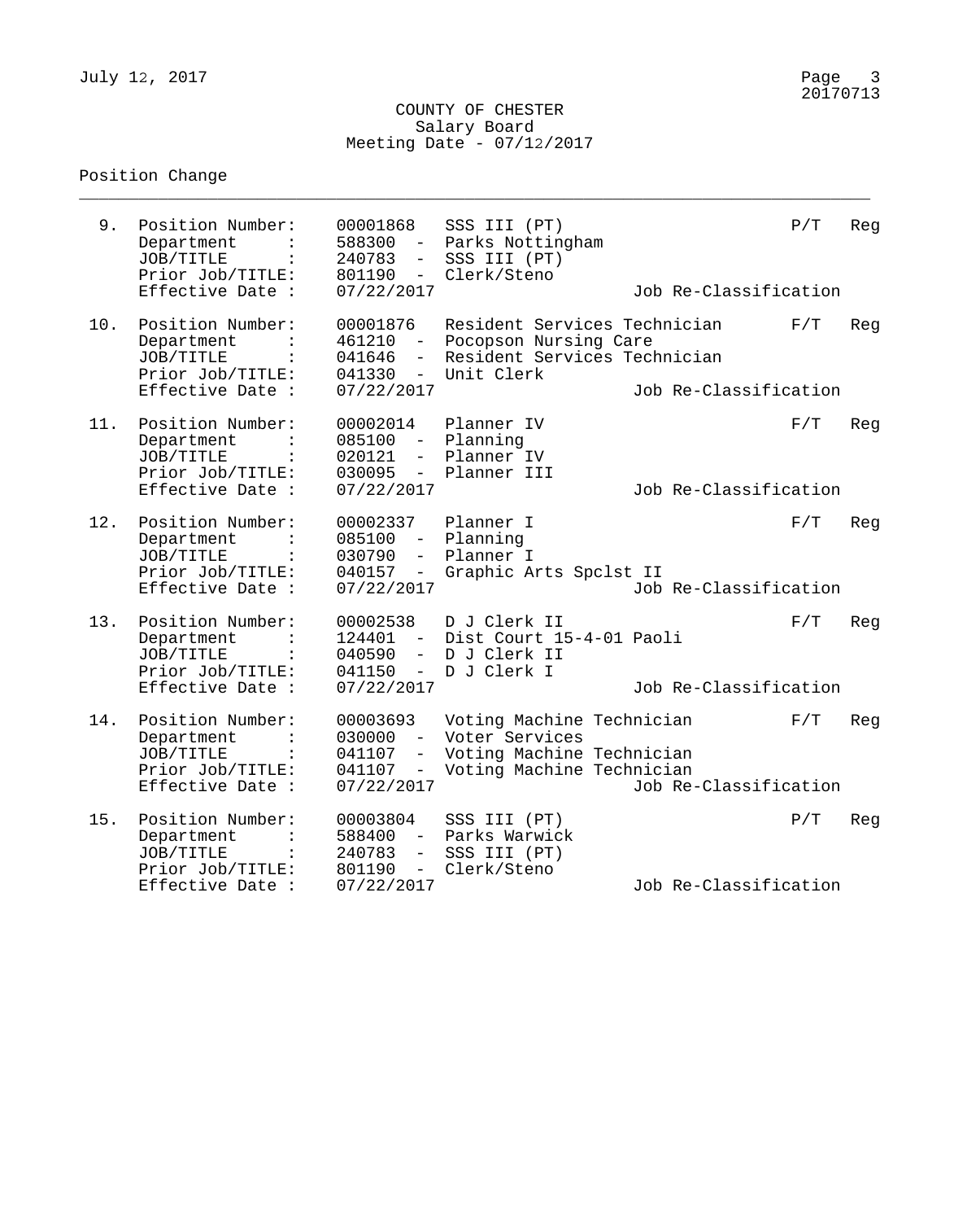COUNTY OF CHESTER
Salary Board
Meeting Date - 07/12/2017

Position Change

| # | Field | Code | Description | Status | Type |
|---|---|---|---|---|---|
| 9. | Position Number: | 00001868 | SSS III (PT) | P/T | Reg |
| | Department : | 588300 - | Parks Nottingham | | |
| | JOB/TITLE : | 240783 - | SSS III (PT) | | |
| | Prior Job/TITLE: | 801190 - | Clerk/Steno | | |
| | Effective Date : | 07/22/2017 | Job Re-Classification | | |
| 10. | Position Number: | 00001876 | Resident Services Technician | F/T | Reg |
| | Department : | 461210 - | Pocopson Nursing Care | | |
| | JOB/TITLE : | 041646 - | Resident Services Technician | | |
| | Prior Job/TITLE: | 041330 - | Unit Clerk | | |
| | Effective Date : | 07/22/2017 | Job Re-Classification | | |
| 11. | Position Number: | 00002014 | Planner IV | F/T | Reg |
| | Department : | 085100 - | Planning | | |
| | JOB/TITLE : | 020121 - | Planner IV | | |
| | Prior Job/TITLE: | 030095 - | Planner III | | |
| | Effective Date : | 07/22/2017 | Job Re-Classification | | |
| 12. | Position Number: | 00002337 | Planner I | F/T | Reg |
| | Department : | 085100 - | Planning | | |
| | JOB/TITLE : | 030790 - | Planner I | | |
| | Prior Job/TITLE: | 040157 - | Graphic Arts Spclst II | | |
| | Effective Date : | 07/22/2017 | Job Re-Classification | | |
| 13. | Position Number: | 00002538 | D J Clerk II | F/T | Reg |
| | Department : | 124401 - | Dist Court 15-4-01 Paoli | | |
| | JOB/TITLE : | 040590 - | D J Clerk II | | |
| | Prior Job/TITLE: | 041150 - | D J Clerk I | | |
| | Effective Date : | 07/22/2017 | Job Re-Classification | | |
| 14. | Position Number: | 00003693 | Voting Machine Technician | F/T | Reg |
| | Department : | 030000 - | Voter Services | | |
| | JOB/TITLE : | 041107 - | Voting Machine Technician | | |
| | Prior Job/TITLE: | 041107 - | Voting Machine Technician | | |
| | Effective Date : | 07/22/2017 | Job Re-Classification | | |
| 15. | Position Number: | 00003804 | SSS III (PT) | P/T | Reg |
| | Department : | 588400 - | Parks Warwick | | |
| | JOB/TITLE : | 240783 - | SSS III (PT) | | |
| | Prior Job/TITLE: | 801190 - | Clerk/Steno | | |
| | Effective Date : | 07/22/2017 | Job Re-Classification | | |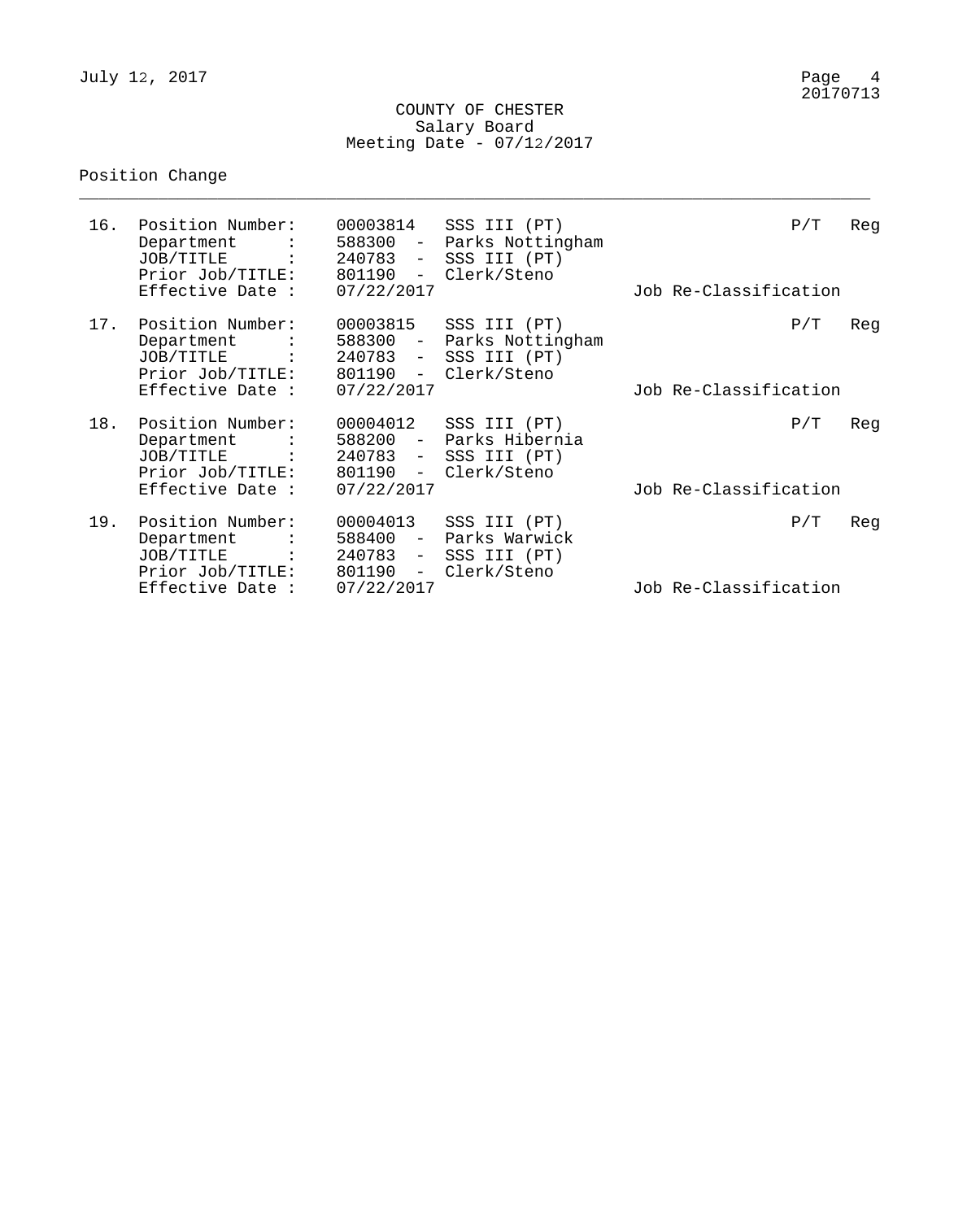COUNTY OF CHESTER
Salary Board
Meeting Date - 07/12/2017

Position Change

---

16. Position Number: 00003814 SSS III (PT) P/T Reg
    Department : 588300 - Parks Nottingham
    JOB/TITLE : 240783 - SSS III (PT)
    Prior Job/TITLE: 801190 - Clerk/Steno
    Effective Date : 07/22/2017 Job Re-Classification

17. Position Number: 00003815 SSS III (PT) P/T Reg
    Department : 588300 - Parks Nottingham
    JOB/TITLE : 240783 - SSS III (PT)
    Prior Job/TITLE: 801190 - Clerk/Steno
    Effective Date : 07/22/2017 Job Re-Classification

18. Position Number: 00004012 SSS III (PT) P/T Reg
    Department : 588200 - Parks Hibernia
    JOB/TITLE : 240783 - SSS III (PT)
    Prior Job/TITLE: 801190 - Clerk/Steno
    Effective Date : 07/22/2017 Job Re-Classification

19. Position Number: 00004013 SSS III (PT) P/T Reg
    Department : 588400 - Parks Warwick
    JOB/TITLE : 240783 - SSS III (PT)
    Prior Job/TITLE: 801190 - Clerk/Steno
    Effective Date : 07/22/2017 Job Re-Classification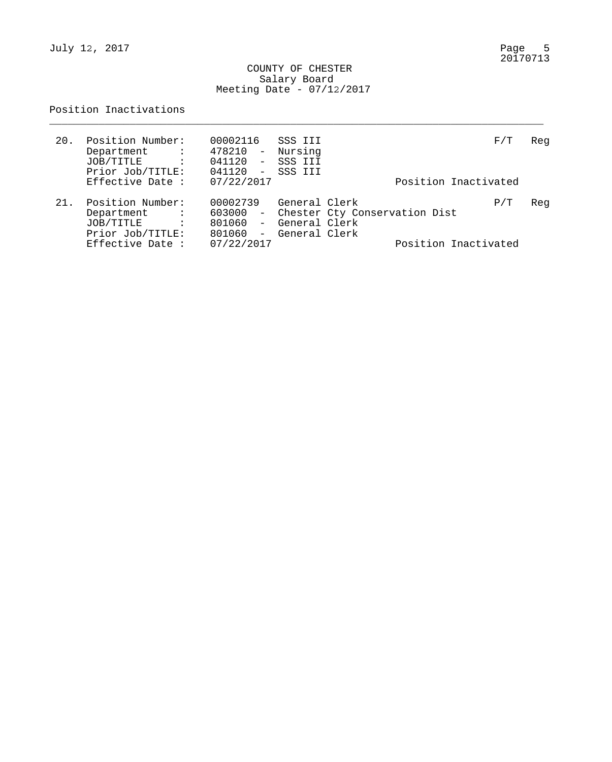COUNTY OF CHESTER
Salary Board
Meeting Date - 07/12/2017

## Position Inactivations

---

20. Position Number: 00002116 SSS III — F/T Reg
    Department : 478210 - Nursing
    JOB/TITLE : 041120 - SSS III
    Prior Job/TITLE: 041120 - SSS III
    Effective Date : 07/22/2017 — Position Inactivated

21. Position Number: 00002739 General Clerk — P/T Reg
    Department : 603000 - Chester Cty Conservation Dist
    JOB/TITLE : 801060 - General Clerk
    Prior Job/TITLE: 801060 - General Clerk
    Effective Date : 07/22/2017 — Position Inactivated